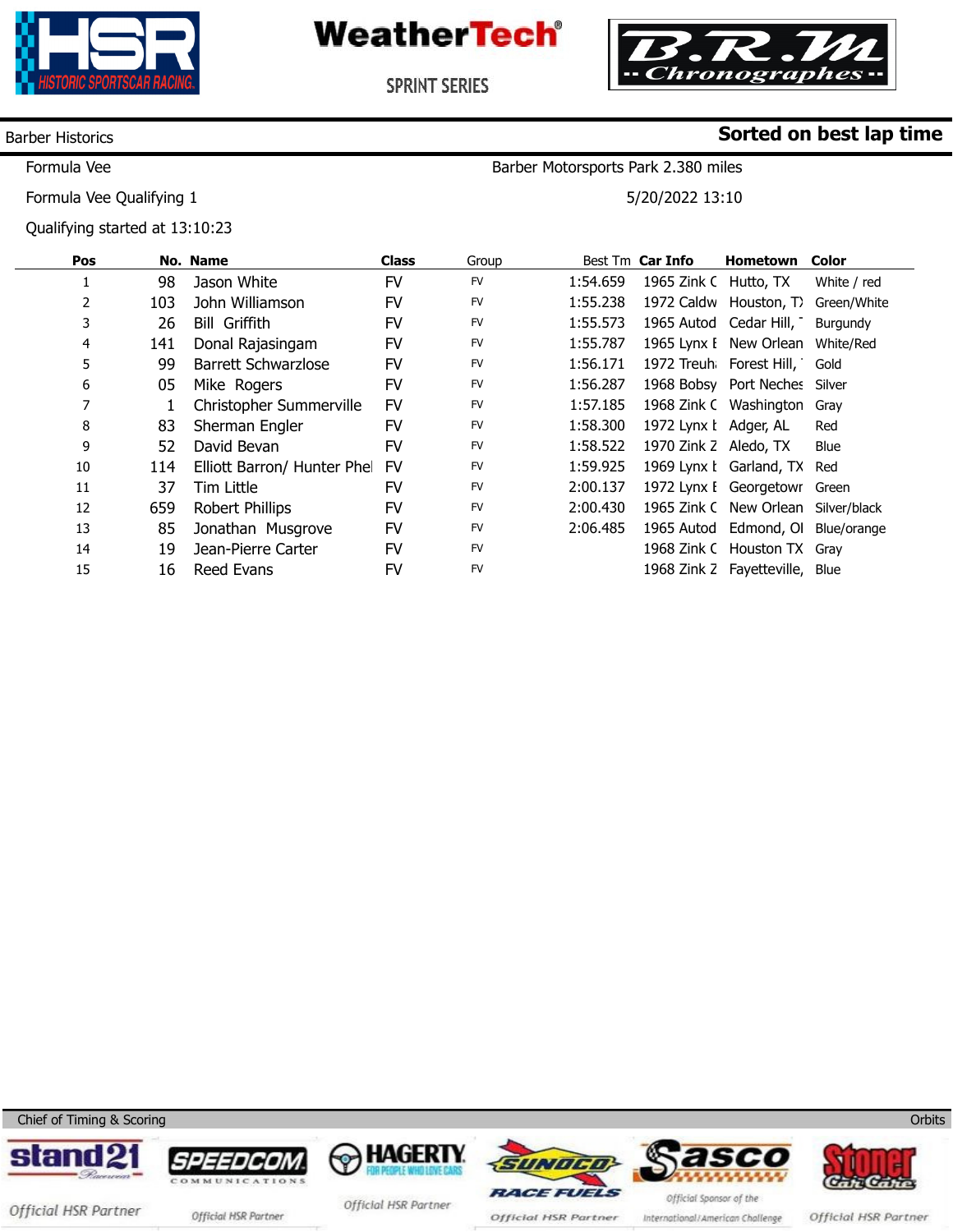WeatherTech

SPRINT SERIES

Barber Historics

**Sorted on best lap time**

Formula Vee

Barber Motorsports Park 2.380 miles

Formula Vee Qualifying 1

5/20/2022 13:10

Qualifying started at 13:10:23

| Pos | No. | Name | Class | Group | Best Tm | Car Info | Hometown | Color |
|---|---|---|---|---|---|---|---|---|
| 1 | 98 | Jason White | FV | FV | 1:54.659 | 1965 Zink C | Hutto, TX | White / red |
| 2 | 103 | John Williamson | FV | FV | 1:55.238 | 1972 Caldw | Houston, TX | Green/White |
| 3 | 26 | Bill Griffith | FV | FV | 1:55.573 | 1965 Autod | Cedar Hill, T | Burgundy |
| 4 | 141 | Donal Rajasingam | FV | FV | 1:55.787 | 1965 Lynx E | New Orlean | White/Red |
| 5 | 99 | Barrett Schwarzlose | FV | FV | 1:56.171 | 1972 Treuh | Forest Hill, | Gold |
| 6 | 05 | Mike Rogers | FV | FV | 1:56.287 | 1968 Bobsy | Port Neches | Silver |
| 7 | 1 | Christopher Summerville | FV | FV | 1:57.185 | 1968 Zink C | Washington | Gray |
| 8 | 83 | Sherman Engler | FV | FV | 1:58.300 | 1972 Lynx E | Adger, AL | Red |
| 9 | 52 | David Bevan | FV | FV | 1:58.522 | 1970 Zink Z | Aledo, TX | Blue |
| 10 | 114 | Elliott Barron/ Hunter Phel | FV | FV | 1:59.925 | 1969 Lynx E | Garland, TX | Red |
| 11 | 37 | Tim Little | FV | FV | 2:00.137 | 1972 Lynx E | Georgetowr | Green |
| 12 | 659 | Robert Phillips | FV | FV | 2:00.430 | 1965 Zink C | New Orlean | Silver/black |
| 13 | 85 | Jonathan Musgrove | FV | FV | 2:06.485 | 1965 Autod | Edmond, OI | Blue/orange |
| 14 | 19 | Jean-Pierre Carter | FV | FV | | 1968 Zink C | Houston TX | Gray |
| 15 | 16 | Reed Evans | FV | FV | | 1968 Zink Z | Fayetteville, | Blue |

Chief of Timing & Scoring

Orbits

Official HSR Partner · Official HSR Partner · Official HSR Partner · Official HSR Partner · Official Sponsor of the International/American Challenge · Official HSR Partner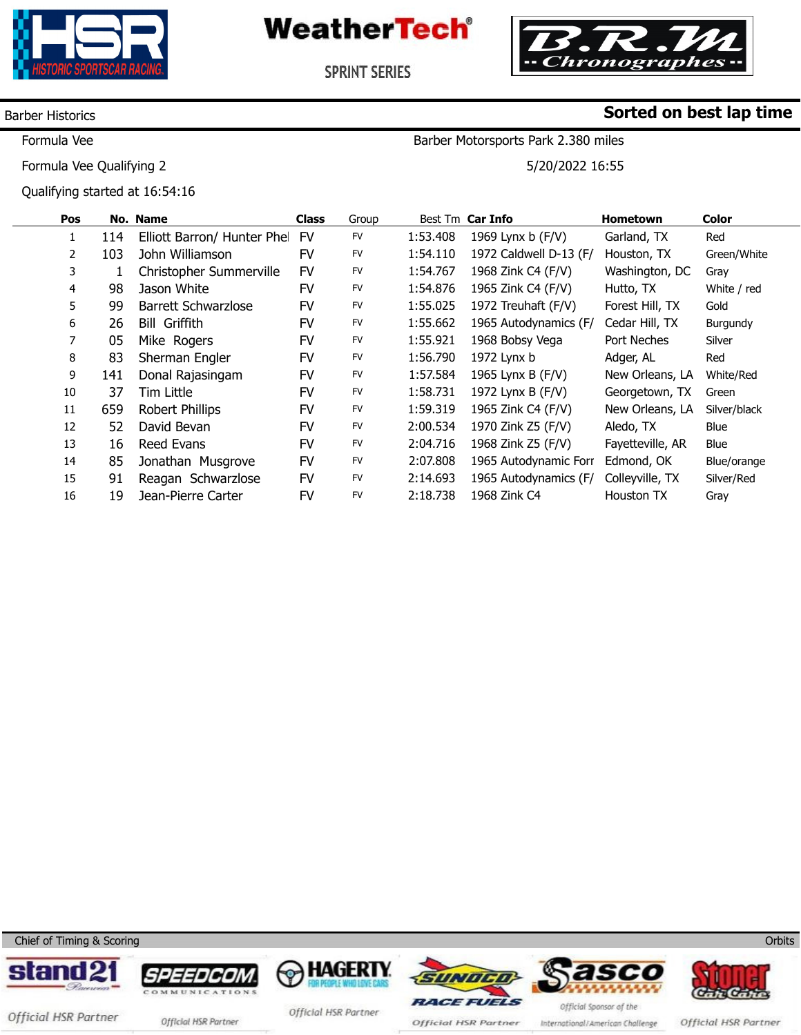HSR HISTORIC SPORTSCAR RACING

WeatherTech® SPRINT SERIES

B.R.M Chronographes

Barber Historics

**Sorted on best lap time**

Formula Vee

Barber Motorsports Park 2.380 miles

Formula Vee Qualifying 2

5/20/2022 16:55

Qualifying started at 16:54:16

| Pos | No. | Name | Class | Group | Best Tm | Car Info | Hometown | Color |
|---|---|---|---|---|---|---|---|---|
| 1 | 114 | Elliott Barron/ Hunter Phel | FV | FV | 1:53.408 | 1969 Lynx b (F/V) | Garland, TX | Red |
| 2 | 103 | John Williamson | FV | FV | 1:54.110 | 1972 Caldwell D-13 (F/ | Houston, TX | Green/White |
| 3 | 1 | Christopher Summerville | FV | FV | 1:54.767 | 1968 Zink C4 (F/V) | Washington, DC | Gray |
| 4 | 98 | Jason White | FV | FV | 1:54.876 | 1965 Zink C4 (F/V) | Hutto, TX | White / red |
| 5 | 99 | Barrett Schwarzlose | FV | FV | 1:55.025 | 1972 Treuhaft (F/V) | Forest Hill, TX | Gold |
| 6 | 26 | Bill Griffith | FV | FV | 1:55.662 | 1965 Autodynamics (F/ | Cedar Hill, TX | Burgundy |
| 7 | 05 | Mike Rogers | FV | FV | 1:55.921 | 1968 Bobsy Vega | Port Neches | Silver |
| 8 | 83 | Sherman Engler | FV | FV | 1:56.790 | 1972 Lynx b | Adger, AL | Red |
| 9 | 141 | Donal Rajasingam | FV | FV | 1:57.584 | 1965 Lynx B (F/V) | New Orleans, LA | White/Red |
| 10 | 37 | Tim Little | FV | FV | 1:58.731 | 1972 Lynx B (F/V) | Georgetown, TX | Green |
| 11 | 659 | Robert Phillips | FV | FV | 1:59.319 | 1965 Zink C4 (F/V) | New Orleans, LA | Silver/black |
| 12 | 52 | David Bevan | FV | FV | 2:00.534 | 1970 Zink Z5 (F/V) | Aledo, TX | Blue |
| 13 | 16 | Reed Evans | FV | FV | 2:04.716 | 1968 Zink Z5 (F/V) | Fayetteville, AR | Blue |
| 14 | 85 | Jonathan Musgrove | FV | FV | 2:07.808 | 1965 Autodynamic Forr | Edmond, OK | Blue/orange |
| 15 | 91 | Reagan Schwarzlose | FV | FV | 2:14.693 | 1965 Autodynamics (F/ | Colleyville, TX | Silver/Red |
| 16 | 19 | Jean-Pierre Carter | FV | FV | 2:18.738 | 1968 Zink C4 | Houston TX | Gray |

Chief of Timing & Scoring

Orbits

stand21 — Official HSR Partner | SPEEDCOM COMMUNICATIONS — Official HSR Partner | HAGERTY FOR PEOPLE WHO LOVE CARS — Official HSR Partner | SUNOCO RACE FUELS — Official HSR Partner | Sasco — Official Sponsor of the International/American Challenge | Stoner Car Care — Official HSR Partner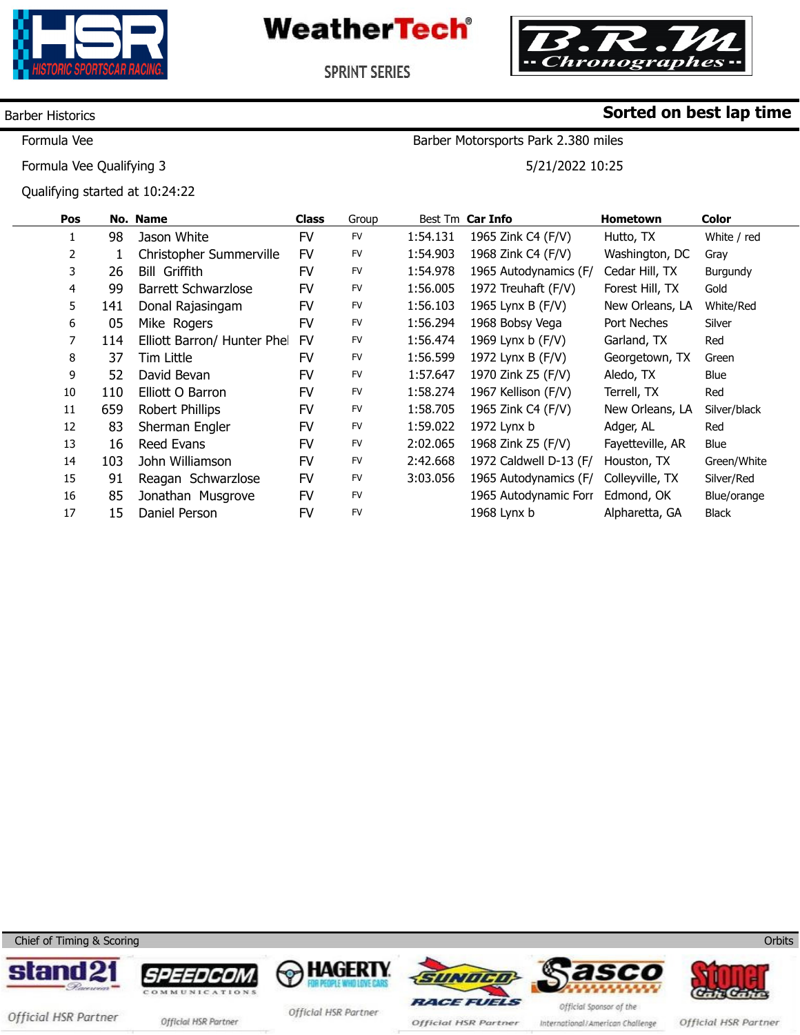HSR Historic Sportscar Racing — WeatherTech Sprint Series — B.R.M Chronographes

Barber Historics | **Sorted on best lap time**

Formula Vee — Barber Motorsports Park 2.380 miles

Formula Vee Qualifying 3 — 5/21/2022 10:25

Qualifying started at 10:24:22

| Pos | No. | Name | Class | Group | Best Tm | Car Info | Hometown | Color |
|---|---|---|---|---|---|---|---|---|
| 1 | 98 | Jason White | FV | FV | 1:54.131 | 1965 Zink C4 (F/V) | Hutto, TX | White / red |
| 2 | 1 | Christopher Summerville | FV | FV | 1:54.903 | 1968 Zink C4 (F/V) | Washington, DC | Gray |
| 3 | 26 | Bill Griffith | FV | FV | 1:54.978 | 1965 Autodynamics (F/ | Cedar Hill, TX | Burgundy |
| 4 | 99 | Barrett Schwarzlose | FV | FV | 1:56.005 | 1972 Treuhaft (F/V) | Forest Hill, TX | Gold |
| 5 | 141 | Donal Rajasingam | FV | FV | 1:56.103 | 1965 Lynx B (F/V) | New Orleans, LA | White/Red |
| 6 | 05 | Mike Rogers | FV | FV | 1:56.294 | 1968 Bobsy Vega | Port Neches | Silver |
| 7 | 114 | Elliott Barron/ Hunter Phel | FV | FV | 1:56.474 | 1969 Lynx b (F/V) | Garland, TX | Red |
| 8 | 37 | Tim Little | FV | FV | 1:56.599 | 1972 Lynx B (F/V) | Georgetown, TX | Green |
| 9 | 52 | David Bevan | FV | FV | 1:57.647 | 1970 Zink Z5 (F/V) | Aledo, TX | Blue |
| 10 | 110 | Elliott O Barron | FV | FV | 1:58.274 | 1967 Kellison (F/V) | Terrell, TX | Red |
| 11 | 659 | Robert Phillips | FV | FV | 1:58.705 | 1965 Zink C4 (F/V) | New Orleans, LA | Silver/black |
| 12 | 83 | Sherman Engler | FV | FV | 1:59.022 | 1972 Lynx b | Adger, AL | Red |
| 13 | 16 | Reed Evans | FV | FV | 2:02.065 | 1968 Zink Z5 (F/V) | Fayetteville, AR | Blue |
| 14 | 103 | John Williamson | FV | FV | 2:42.668 | 1972 Caldwell D-13 (F/ | Houston, TX | Green/White |
| 15 | 91 | Reagan Schwarzlose | FV | FV | 3:03.056 | 1965 Autodynamics (F/ | Colleyville, TX | Silver/Red |
| 16 | 85 | Jonathan Musgrove | FV | FV | | 1965 Autodynamic Forr | Edmond, OK | Blue/orange |
| 17 | 15 | Daniel Person | FV | FV | | 1968 Lynx b | Alpharetta, GA | Black |

Chief of Timing & Scoring | Orbits

stand21 — Official HSR Partner | SPEEDCOM Communications — Official HSR Partner | HAGERTY For People Who Love Cars — Official HSR Partner | SUNOCO Race Fuels — Official HSR Partner | Sasco — Official Sponsor of the International/American Challenge | Stoner Car Care — Official HSR Partner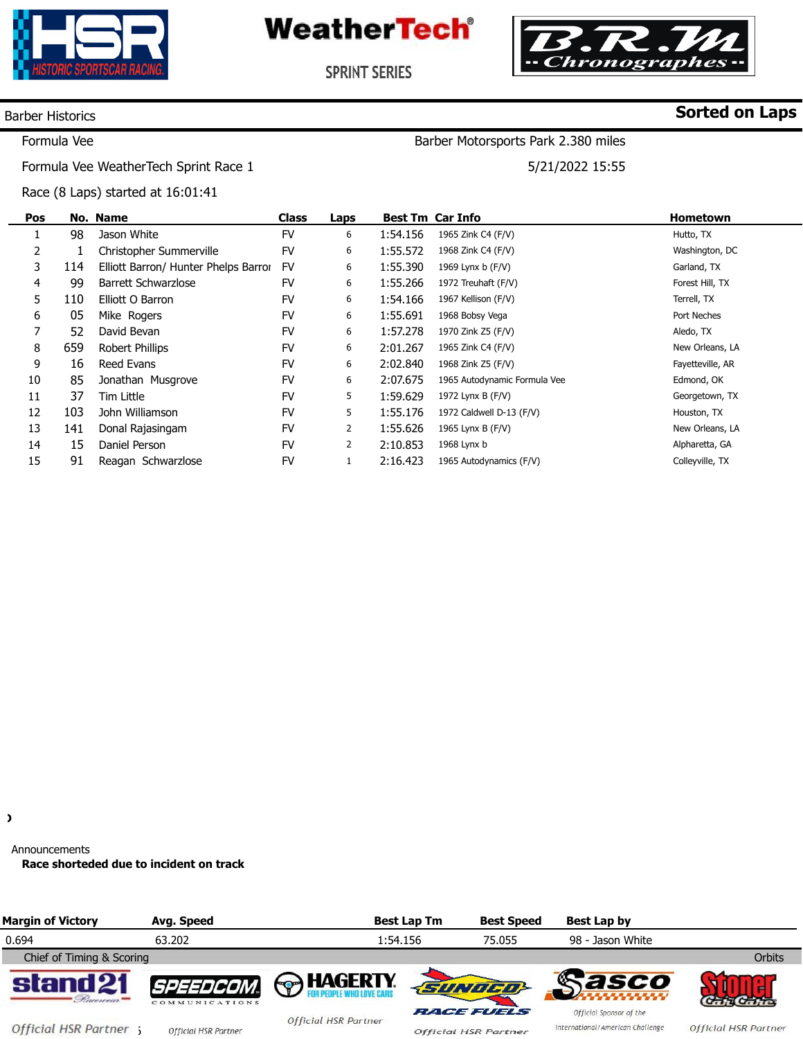Barber Historics

**Sorted on Laps**

Formula Vee — Barber Motorsports Park 2.380 miles

Formula Vee WeatherTech Sprint Race 1 — 5/21/2022 15:55

Race (8 Laps) started at 16:01:41

| Pos | No. | Name | Class | Laps | Best Tm | Car Info | Hometown |
|---|---|---|---|---|---|---|---|
| 1 | 98 | Jason White | FV | 6 | 1:54.156 | 1965 Zink C4 (F/V) | Hutto, TX |
| 2 | 1 | Christopher Summerville | FV | 6 | 1:55.572 | 1968 Zink C4 (F/V) | Washington, DC |
| 3 | 114 | Elliott Barron/ Hunter Phelps Barroı | FV | 6 | 1:55.390 | 1969 Lynx b (F/V) | Garland, TX |
| 4 | 99 | Barrett Schwarzlose | FV | 6 | 1:55.266 | 1972 Treuhaft (F/V) | Forest Hill, TX |
| 5 | 110 | Elliott O Barron | FV | 6 | 1:54.166 | 1967 Kellison (F/V) | Terrell, TX |
| 6 | 05 | Mike Rogers | FV | 6 | 1:55.691 | 1968 Bobsy Vega | Port Neches |
| 7 | 52 | David Bevan | FV | 6 | 1:57.278 | 1970 Zink Z5 (F/V) | Aledo, TX |
| 8 | 659 | Robert Phillips | FV | 6 | 2:01.267 | 1965 Zink C4 (F/V) | New Orleans, LA |
| 9 | 16 | Reed Evans | FV | 6 | 2:02.840 | 1968 Zink Z5 (F/V) | Fayetteville, AR |
| 10 | 85 | Jonathan Musgrove | FV | 6 | 2:07.675 | 1965 Autodynamic Formula Vee | Edmond, OK |
| 11 | 37 | Tim Little | FV | 5 | 1:59.629 | 1972 Lynx B (F/V) | Georgetown, TX |
| 12 | 103 | John Williamson | FV | 5 | 1:55.176 | 1972 Caldwell D-13 (F/V) | Houston, TX |
| 13 | 141 | Donal Rajasingam | FV | 2 | 1:55.626 | 1965 Lynx B (F/V) | New Orleans, LA |
| 14 | 15 | Daniel Person | FV | 2 | 2:10.853 | 1968 Lynx b | Alpharetta, GA |
| 15 | 91 | Reagan Schwarzlose | FV | 1 | 2:16.423 | 1965 Autodynamics (F/V) | Colleyville, TX |

Announcements

**Race shorteded due to incident on track**

| Margin of Victory | Avg. Speed | Best Lap Tm | Best Speed | Best Lap by |
|---|---|---|---|---|
| 0.694 | 63.202 | 1:54.156 | 75.055 | 98 - Jason White |

Chief of Timing & Scoring — Orbits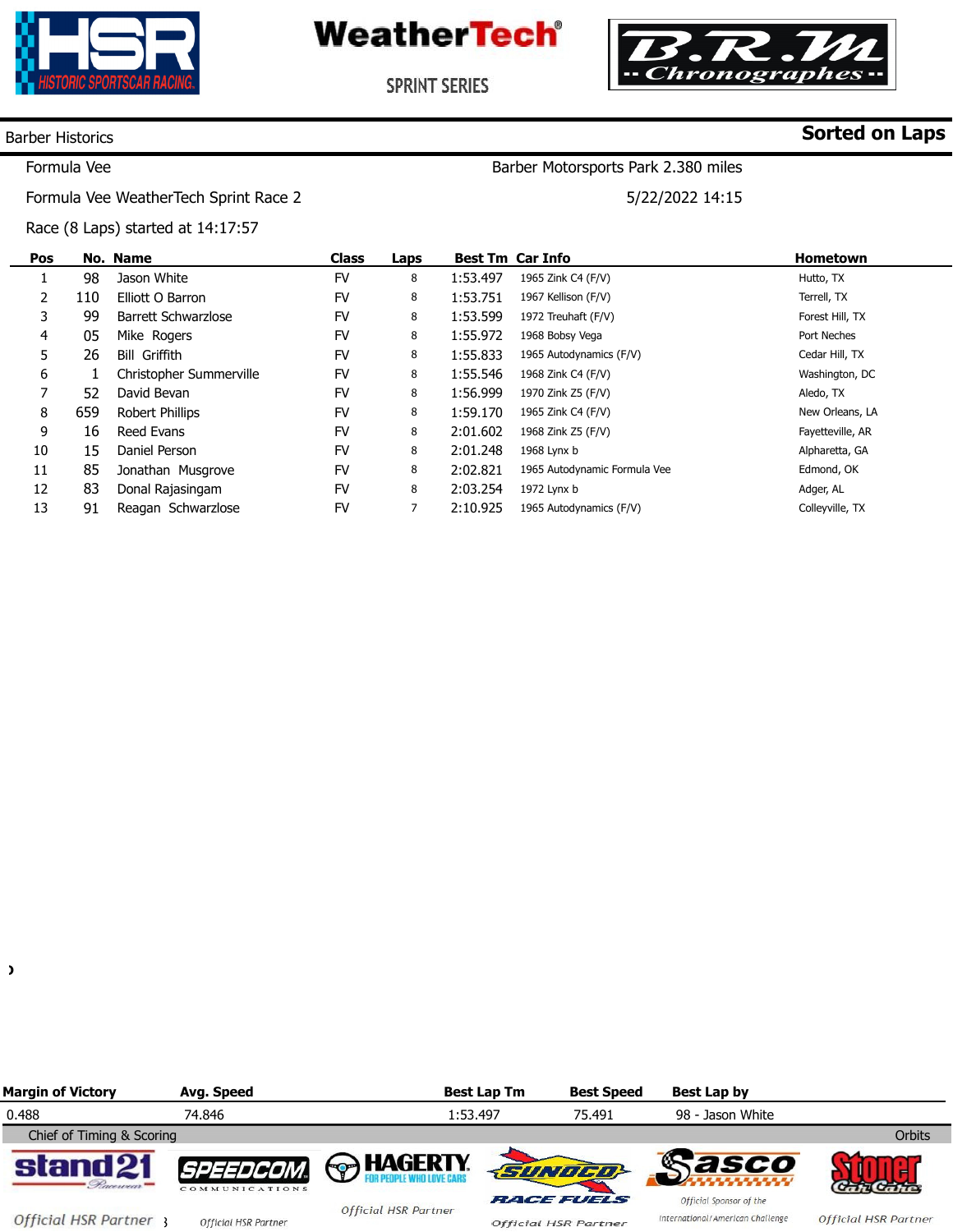Barber Historics

**Sorted on Laps**

Formula Vee

Barber Motorsports Park 2.380 miles

Formula Vee WeatherTech Sprint Race 2

5/22/2022 14:15

Race (8 Laps) started at 14:17:57

| Pos | No. | Name | Class | Laps | Best Tm | Car Info | Hometown |
|---|---|---|---|---|---|---|---|
| 1 | 98 | Jason White | FV | 8 | 1:53.497 | 1965 Zink C4 (F/V) | Hutto, TX |
| 2 | 110 | Elliott O Barron | FV | 8 | 1:53.751 | 1967 Kellison (F/V) | Terrell, TX |
| 3 | 99 | Barrett Schwarzlose | FV | 8 | 1:53.599 | 1972 Treuhaft (F/V) | Forest Hill, TX |
| 4 | 05 | Mike Rogers | FV | 8 | 1:55.972 | 1968 Bobsy Vega | Port Neches |
| 5 | 26 | Bill Griffith | FV | 8 | 1:55.833 | 1965 Autodynamics (F/V) | Cedar Hill, TX |
| 6 | 1 | Christopher Summerville | FV | 8 | 1:55.546 | 1968 Zink C4 (F/V) | Washington, DC |
| 7 | 52 | David Bevan | FV | 8 | 1:56.999 | 1970 Zink Z5 (F/V) | Aledo, TX |
| 8 | 659 | Robert Phillips | FV | 8 | 1:59.170 | 1965 Zink C4 (F/V) | New Orleans, LA |
| 9 | 16 | Reed Evans | FV | 8 | 2:01.602 | 1968 Zink Z5 (F/V) | Fayetteville, AR |
| 10 | 15 | Daniel Person | FV | 8 | 2:01.248 | 1968 Lynx b | Alpharetta, GA |
| 11 | 85 | Jonathan Musgrove | FV | 8 | 2:02.821 | 1965 Autodynamic Formula Vee | Edmond, OK |
| 12 | 83 | Donal Rajasingam | FV | 8 | 2:03.254 | 1972 Lynx b | Adger, AL |
| 13 | 91 | Reagan Schwarzlose | FV | 7 | 2:10.925 | 1965 Autodynamics (F/V) | Colleyville, TX |

| Margin of Victory | Avg. Speed | Best Lap Tm | Best Speed | Best Lap by |
|---|---|---|---|---|
| 0.488 | 74.846 | 1:53.497 | 75.491 | 98 - Jason White |

Chief of Timing & Scoring

Orbits